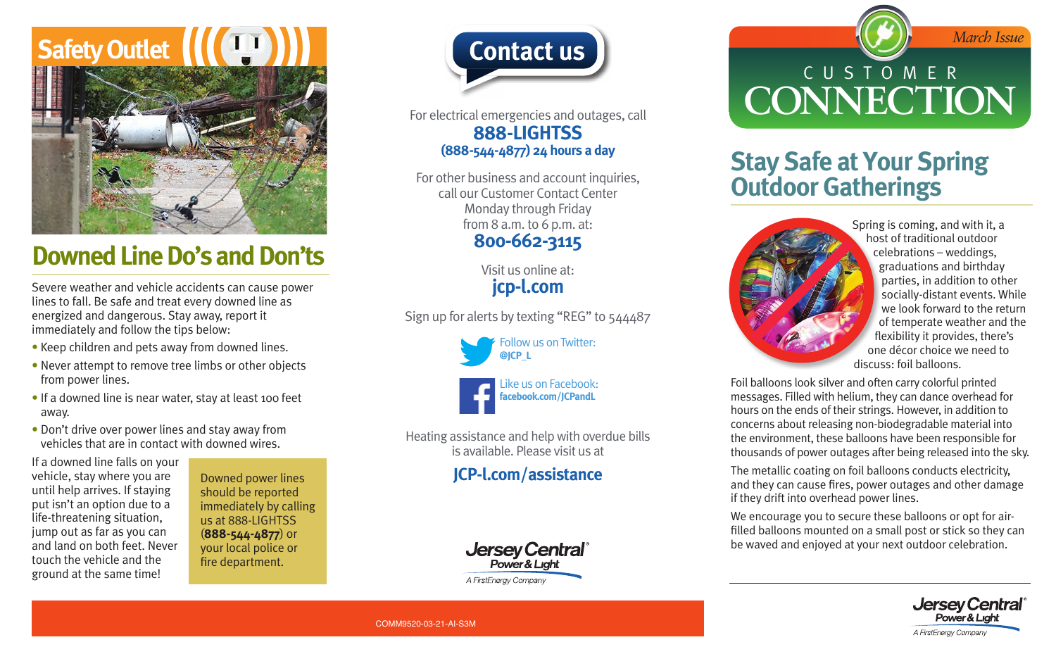# Safety Outlet

## Downed Line Do's and Don'ts

Severe weather and vehicle accidents can cause power lines to fall. Be safe and treat every downed line as energized and dangerous. Stay away, report it immediately and follow the tips below:

- Keep children and pets away from downed lines.
- Never attempt to remove tree limbs or other objects from power lines.
- If a downed line is near water, stay at least 100 feet away.
- Don't drive over power lines and stay away from vehicles that are in contact with downed wires.

If a downed line falls on your vehicle, stay where you are until help arrives. If staying put isn't an option due to a life-threatening situation, jump out as far as you can and land on both feet. Never touch the vehicle and the ground at the same time!

Downed power lines should be reported immediately by calling us at 888-LIGHTSS (**888-544-4877**) or your local police or fire department.

# Contact us

For electrical emergencies and outages, call
**888-LIGHTSS**
**(888-544-4877) 24 hours a day**

For other business and account inquiries, call our Customer Contact Center Monday through Friday from 8 a.m. to 6 p.m. at:
**800-662-3115**

Visit us online at:
**jcp-l.com**

Sign up for alerts by texting "REG" to 544487

Follow us on Twitter:
**@JCP_L**

Like us on Facebook:
**facebook.com/JCPandL**

Heating assistance and help with overdue bills is available. Please visit us at

**JCP-l.com/assistance**

Jersey Central Power & Light
*A FirstEnergy Company*

COMM9520-03-21-AI-S3M

*March Issue*

# CUSTOMER CONNECTION

## Stay Safe at Your Spring Outdoor Gatherings

Spring is coming, and with it, a host of traditional outdoor celebrations – weddings, graduations and birthday parties, in addition to other socially-distant events. While we look forward to the return of temperate weather and the flexibility it provides, there's one décor choice we need to discuss: foil balloons.

Foil balloons look silver and often carry colorful printed messages. Filled with helium, they can dance overhead for hours on the ends of their strings. However, in addition to concerns about releasing non-biodegradable material into the environment, these balloons have been responsible for thousands of power outages after being released into the sky.

The metallic coating on foil balloons conducts electricity, and they can cause fires, power outages and other damage if they drift into overhead power lines.

We encourage you to secure these balloons or opt for air-filled balloons mounted on a small post or stick so they can be waved and enjoyed at your next outdoor celebration.

Jersey Central Power & Light
*A FirstEnergy Company*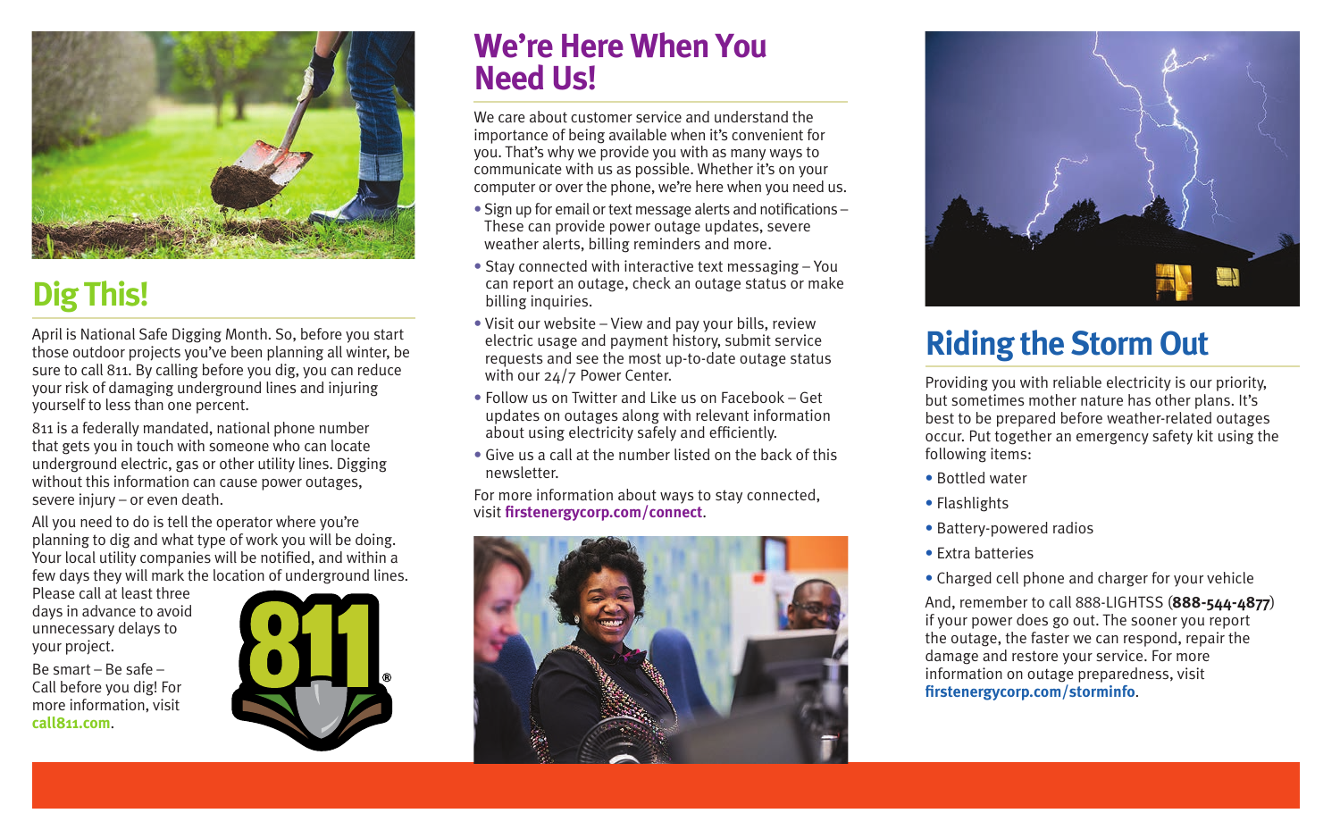## Dig This!

April is National Safe Digging Month. So, before you start those outdoor projects you've been planning all winter, be sure to call 811. By calling before you dig, you can reduce your risk of damaging underground lines and injuring yourself to less than one percent.

811 is a federally mandated, national phone number that gets you in touch with someone who can locate underground electric, gas or other utility lines. Digging without this information can cause power outages, severe injury – or even death.

All you need to do is tell the operator where you're planning to dig and what type of work you will be doing. Your local utility companies will be notified, and within a few days they will mark the location of underground lines. Please call at least three days in advance to avoid unnecessary delays to your project.

Be smart – Be safe – Call before you dig! For more information, visit **call811.com**.

## We're Here When You Need Us!

We care about customer service and understand the importance of being available when it's convenient for you. That's why we provide you with as many ways to communicate with us as possible. Whether it's on your computer or over the phone, we're here when you need us.

- Sign up for email or text message alerts and notifications – These can provide power outage updates, severe weather alerts, billing reminders and more.
- Stay connected with interactive text messaging – You can report an outage, check an outage status or make billing inquiries.
- Visit our website – View and pay your bills, review electric usage and payment history, submit service requests and see the most up-to-date outage status with our 24/7 Power Center.
- Follow us on Twitter and Like us on Facebook – Get updates on outages along with relevant information about using electricity safely and efficiently.
- Give us a call at the number listed on the back of this newsletter.

For more information about ways to stay connected, visit **firstenergycorp.com/connect**.

## Riding the Storm Out

Providing you with reliable electricity is our priority, but sometimes mother nature has other plans. It's best to be prepared before weather-related outages occur. Put together an emergency safety kit using the following items:

- Bottled water
- Flashlights
- Battery-powered radios
- Extra batteries
- Charged cell phone and charger for your vehicle

And, remember to call 888-LIGHTSS (**888-544-4877**) if your power does go out. The sooner you report the outage, the faster we can respond, repair the damage and restore your service. For more information on outage preparedness, visit **firstenergycorp.com/storminfo**.